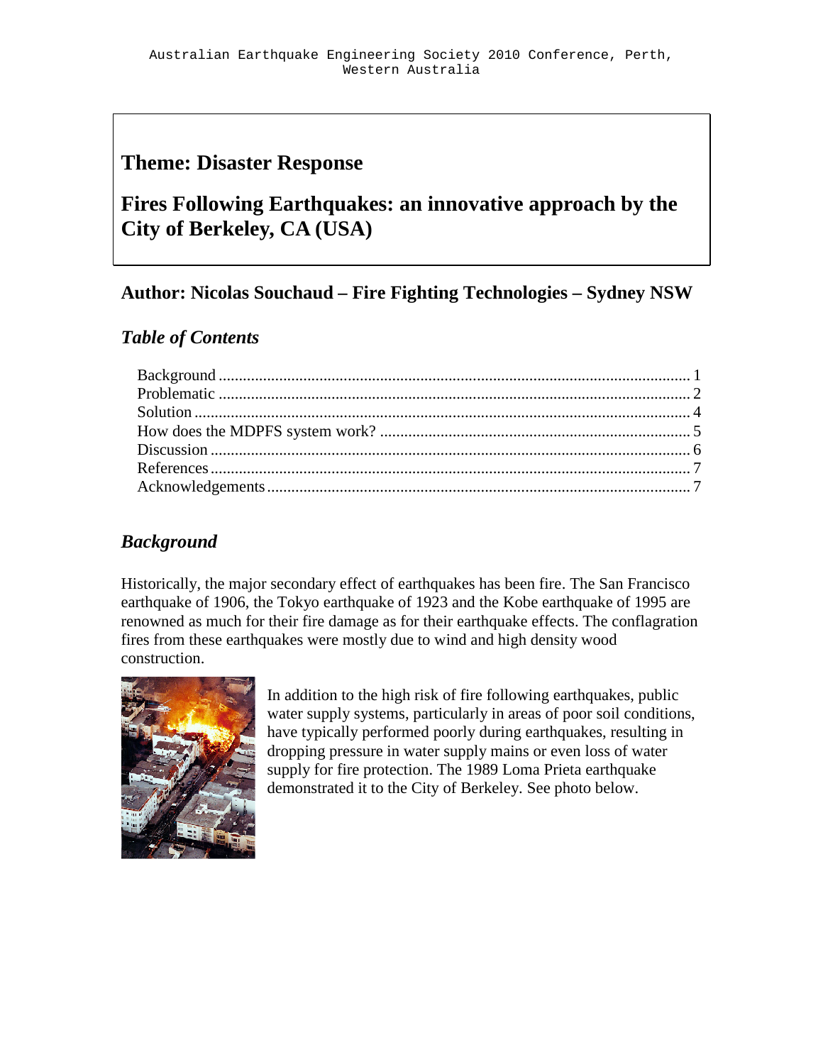Australian Earthquake Engineering Society 2010 Conference, Perth, Western Australia

## Theme: Disaster Response

# Fires Following Earthquakes: an innovative approach by the City of Berkeley, CA (USA)

## Author: Nicolas Souchaud – Fire Fighting Technologies – Sydney NSW

### *Table of Contents*

Background ........ 1
Problematic ........ 2
Solution ........ 4
How does the MDPFS system work? ........ 5
Discussion ........ 6
References ........ 7
Acknowledgements ........ 7

### *Background*

Historically, the major secondary effect of earthquakes has been fire. The San Francisco earthquake of 1906, the Tokyo earthquake of 1923 and the Kobe earthquake of 1995 are renowned as much for their fire damage as for their earthquake effects. The conflagration fires from these earthquakes were mostly due to wind and high density wood construction.

In addition to the high risk of fire following earthquakes, public water supply systems, particularly in areas of poor soil conditions, have typically performed poorly during earthquakes, resulting in dropping pressure in water supply mains or even loss of water supply for fire protection. The 1989 Loma Prieta earthquake demonstrated it to the City of Berkeley. See photo below.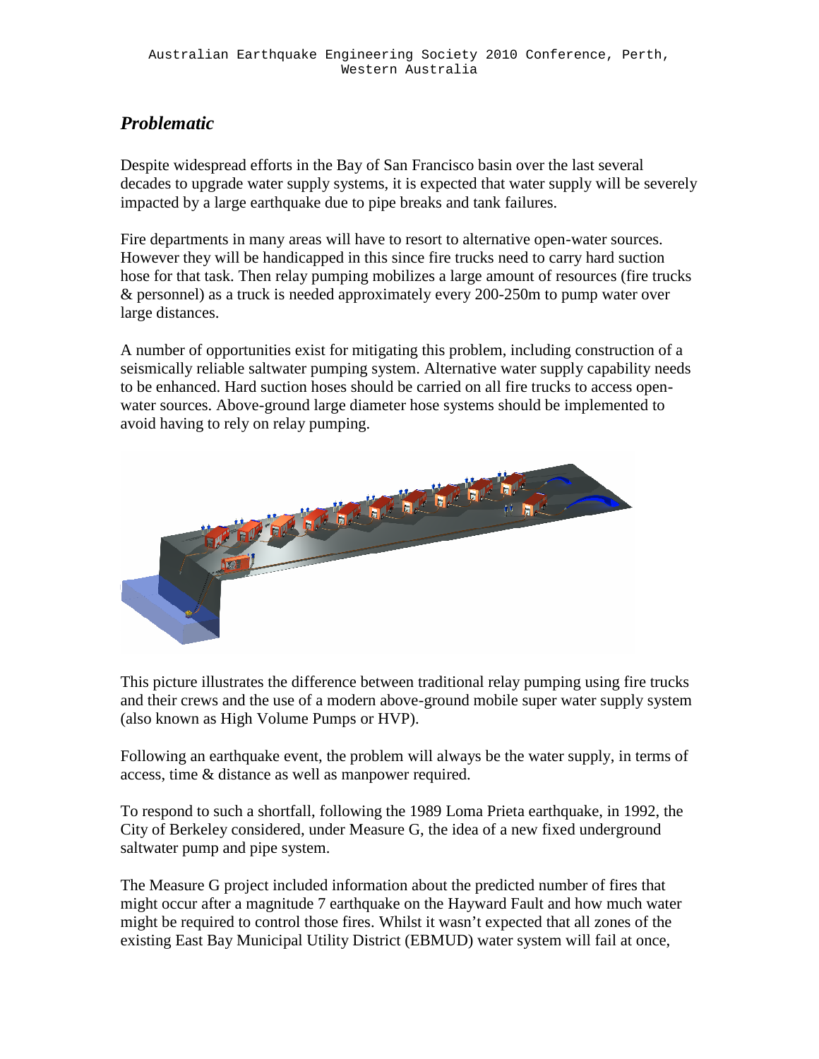## *Problematic*

Despite widespread efforts in the Bay of San Francisco basin over the last several decades to upgrade water supply systems, it is expected that water supply will be severely impacted by a large earthquake due to pipe breaks and tank failures.

Fire departments in many areas will have to resort to alternative open-water sources. However they will be handicapped in this since fire trucks need to carry hard suction hose for that task. Then relay pumping mobilizes a large amount of resources (fire trucks & personnel) as a truck is needed approximately every 200-250m to pump water over large distances.

A number of opportunities exist for mitigating this problem, including construction of a seismically reliable saltwater pumping system. Alternative water supply capability needs to be enhanced. Hard suction hoses should be carried on all fire trucks to access open-water sources. Above-ground large diameter hose systems should be implemented to avoid having to rely on relay pumping.

This picture illustrates the difference between traditional relay pumping using fire trucks and their crews and the use of a modern above-ground mobile super water supply system (also known as High Volume Pumps or HVP).

Following an earthquake event, the problem will always be the water supply, in terms of access, time & distance as well as manpower required.

To respond to such a shortfall, following the 1989 Loma Prieta earthquake, in 1992, the City of Berkeley considered, under Measure G, the idea of a new fixed underground saltwater pump and pipe system.

The Measure G project included information about the predicted number of fires that might occur after a magnitude 7 earthquake on the Hayward Fault and how much water might be required to control those fires. Whilst it wasn't expected that all zones of the existing East Bay Municipal Utility District (EBMUD) water system will fail at once,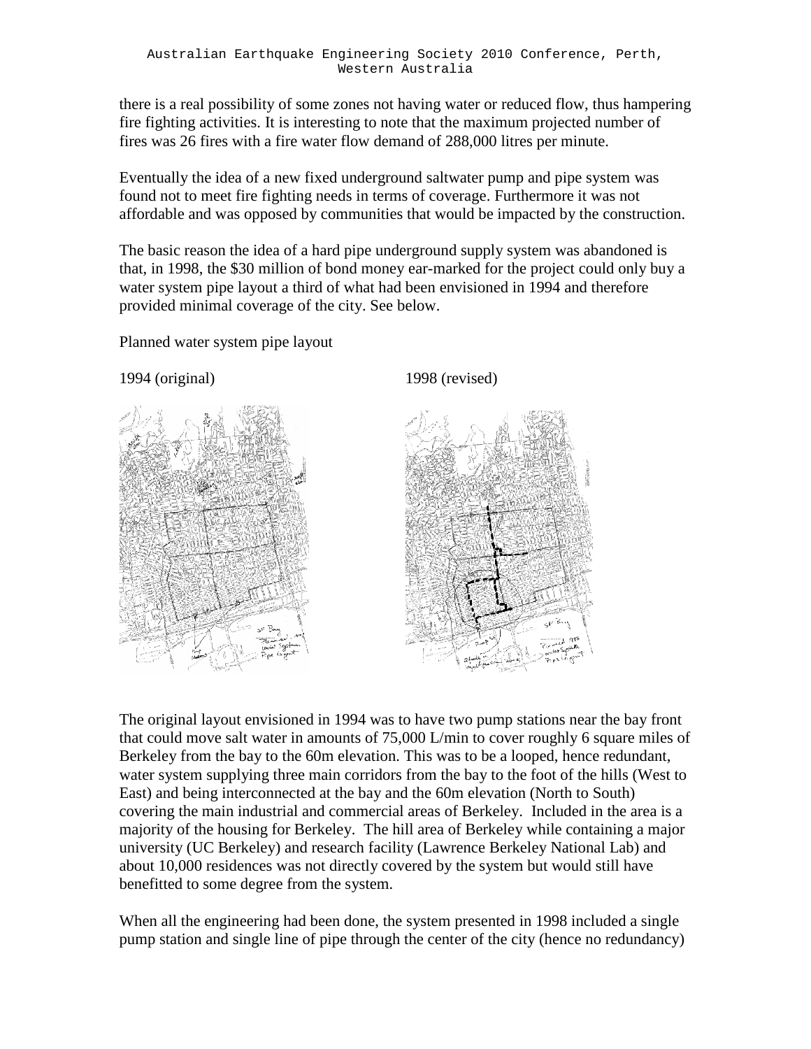there is a real possibility of some zones not having water or reduced flow, thus hampering fire fighting activities. It is interesting to note that the maximum projected number of fires was 26 fires with a fire water flow demand of 288,000 litres per minute.

Eventually the idea of a new fixed underground saltwater pump and pipe system was found not to meet fire fighting needs in terms of coverage. Furthermore it was not affordable and was opposed by communities that would be impacted by the construction.

The basic reason the idea of a hard pipe underground supply system was abandoned is that, in 1998, the $30 million of bond money ear-marked for the project could only buy a water system pipe layout a third of what had been envisioned in 1994 and therefore provided minimal coverage of the city. See below.

Planned water system pipe layout

1994 (original) 1998 (revised)

The original layout envisioned in 1994 was to have two pump stations near the bay front that could move salt water in amounts of 75,000 L/min to cover roughly 6 square miles of Berkeley from the bay to the 60m elevation. This was to be a looped, hence redundant, water system supplying three main corridors from the bay to the foot of the hills (West to East) and being interconnected at the bay and the 60m elevation (North to South) covering the main industrial and commercial areas of Berkeley. Included in the area is a majority of the housing for Berkeley. The hill area of Berkeley while containing a major university (UC Berkeley) and research facility (Lawrence Berkeley National Lab) and about 10,000 residences was not directly covered by the system but would still have benefitted to some degree from the system.

When all the engineering had been done, the system presented in 1998 included a single pump station and single line of pipe through the center of the city (hence no redundancy)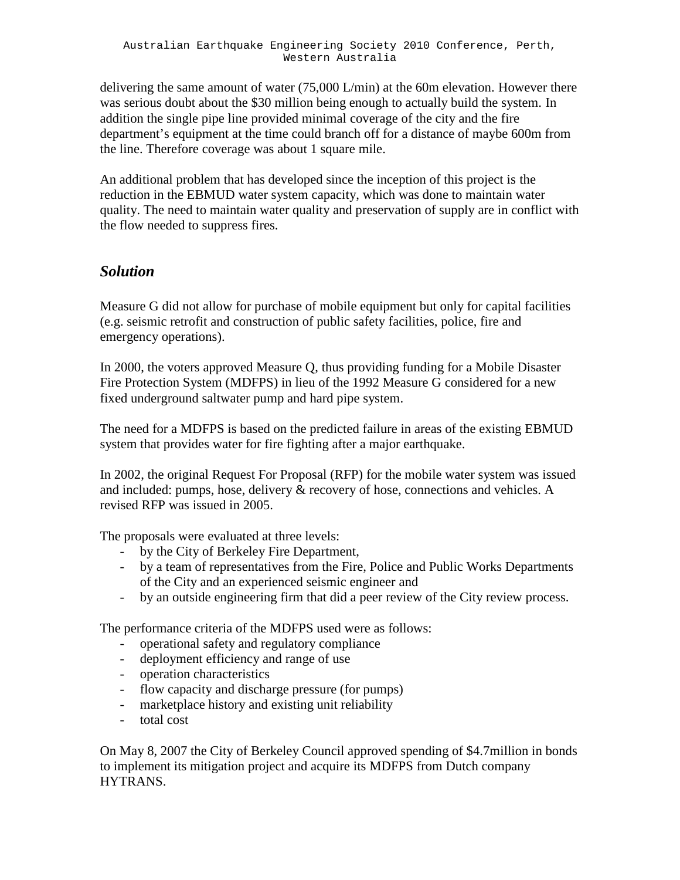delivering the same amount of water (75,000 L/min) at the 60m elevation. However there was serious doubt about the $30 million being enough to actually build the system. In addition the single pipe line provided minimal coverage of the city and the fire department's equipment at the time could branch off for a distance of maybe 600m from the line. Therefore coverage was about 1 square mile.

An additional problem that has developed since the inception of this project is the reduction in the EBMUD water system capacity, which was done to maintain water quality. The need to maintain water quality and preservation of supply are in conflict with the flow needed to suppress fires.

## *Solution*

Measure G did not allow for purchase of mobile equipment but only for capital facilities (e.g. seismic retrofit and construction of public safety facilities, police, fire and emergency operations).

In 2000, the voters approved Measure Q, thus providing funding for a Mobile Disaster Fire Protection System (MDFPS) in lieu of the 1992 Measure G considered for a new fixed underground saltwater pump and hard pipe system.

The need for a MDFPS is based on the predicted failure in areas of the existing EBMUD system that provides water for fire fighting after a major earthquake.

In 2002, the original Request For Proposal (RFP) for the mobile water system was issued and included: pumps, hose, delivery & recovery of hose, connections and vehicles. A revised RFP was issued in 2005.

The proposals were evaluated at three levels:

- by the City of Berkeley Fire Department,
- by a team of representatives from the Fire, Police and Public Works Departments of the City and an experienced seismic engineer and
- by an outside engineering firm that did a peer review of the City review process.

The performance criteria of the MDFPS used were as follows:

- operational safety and regulatory compliance
- deployment efficiency and range of use
- operation characteristics
- flow capacity and discharge pressure (for pumps)
- marketplace history and existing unit reliability
- total cost

On May 8, 2007 the City of Berkeley Council approved spending of $4.7million in bonds to implement its mitigation project and acquire its MDFPS from Dutch company HYTRANS.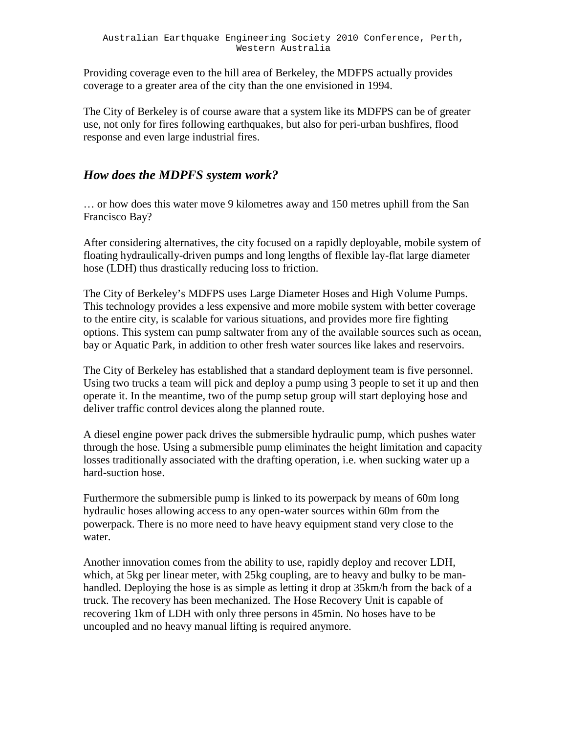Providing coverage even to the hill area of Berkeley, the MDFPS actually provides coverage to a greater area of the city than the one envisioned in 1994.

The City of Berkeley is of course aware that a system like its MDFPS can be of greater use, not only for fires following earthquakes, but also for peri-urban bushfires, flood response and even large industrial fires.

## *How does the MDPFS system work?*

… or how does this water move 9 kilometres away and 150 metres uphill from the San Francisco Bay?

After considering alternatives, the city focused on a rapidly deployable, mobile system of floating hydraulically-driven pumps and long lengths of flexible lay-flat large diameter hose (LDH) thus drastically reducing loss to friction.

The City of Berkeley's MDFPS uses Large Diameter Hoses and High Volume Pumps. This technology provides a less expensive and more mobile system with better coverage to the entire city, is scalable for various situations, and provides more fire fighting options. This system can pump saltwater from any of the available sources such as ocean, bay or Aquatic Park, in addition to other fresh water sources like lakes and reservoirs.

The City of Berkeley has established that a standard deployment team is five personnel. Using two trucks a team will pick and deploy a pump using 3 people to set it up and then operate it. In the meantime, two of the pump setup group will start deploying hose and deliver traffic control devices along the planned route.

A diesel engine power pack drives the submersible hydraulic pump, which pushes water through the hose. Using a submersible pump eliminates the height limitation and capacity losses traditionally associated with the drafting operation, i.e. when sucking water up a hard-suction hose.

Furthermore the submersible pump is linked to its powerpack by means of 60m long hydraulic hoses allowing access to any open-water sources within 60m from the powerpack. There is no more need to have heavy equipment stand very close to the water.

Another innovation comes from the ability to use, rapidly deploy and recover LDH, which, at 5kg per linear meter, with 25kg coupling, are to heavy and bulky to be man-handled. Deploying the hose is as simple as letting it drop at 35km/h from the back of a truck. The recovery has been mechanized. The Hose Recovery Unit is capable of recovering 1km of LDH with only three persons in 45min. No hoses have to be uncoupled and no heavy manual lifting is required anymore.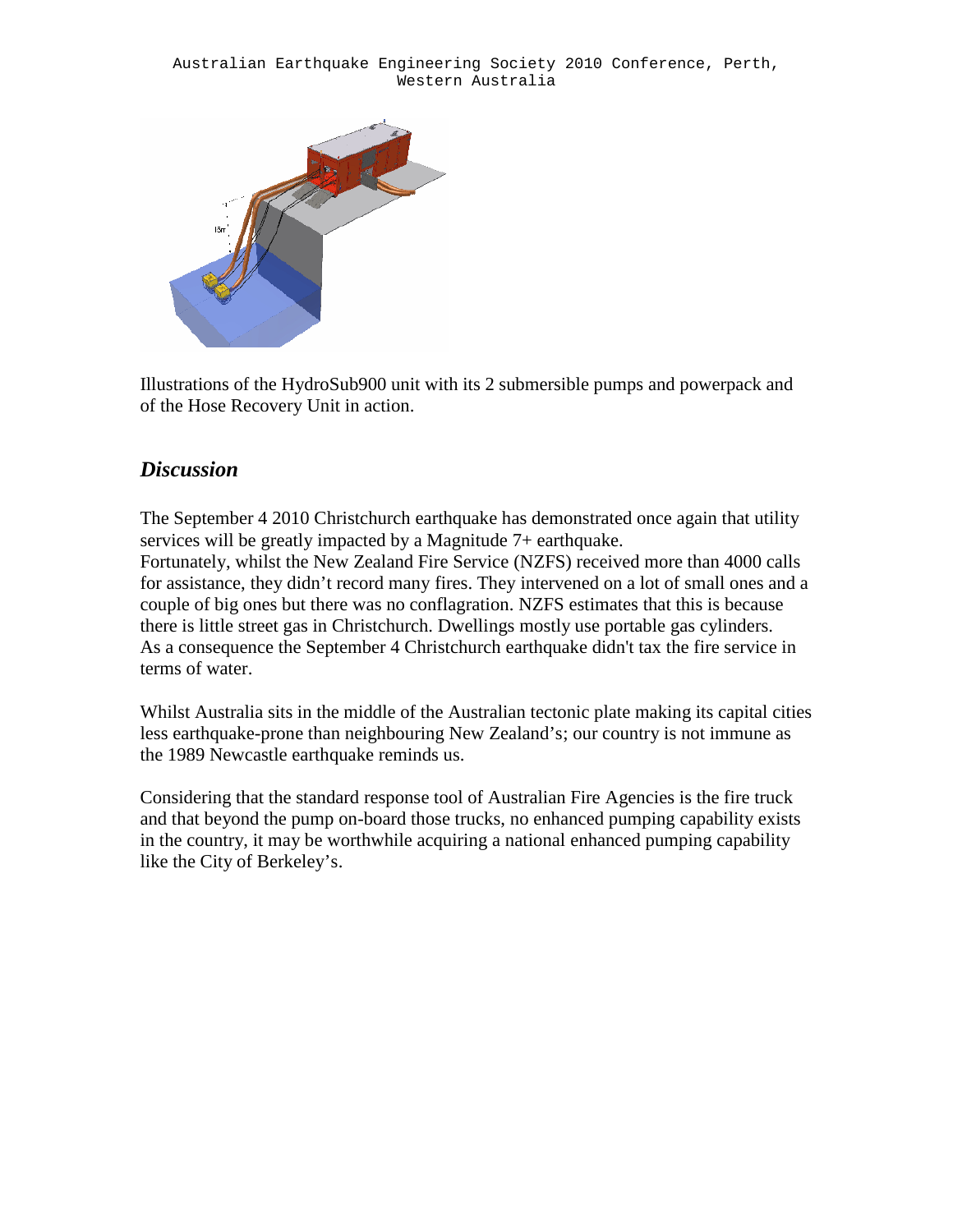Illustrations of the HydroSub900 unit with its 2 submersible pumps and powerpack and of the Hose Recovery Unit in action.

## *Discussion*

The September 4 2010 Christchurch earthquake has demonstrated once again that utility services will be greatly impacted by a Magnitude 7+ earthquake.
Fortunately, whilst the New Zealand Fire Service (NZFS) received more than 4000 calls for assistance, they didn't record many fires. They intervened on a lot of small ones and a couple of big ones but there was no conflagration. NZFS estimates that this is because there is little street gas in Christchurch. Dwellings mostly use portable gas cylinders.
As a consequence the September 4 Christchurch earthquake didn't tax the fire service in terms of water.

Whilst Australia sits in the middle of the Australian tectonic plate making its capital cities less earthquake-prone than neighbouring New Zealand's; our country is not immune as the 1989 Newcastle earthquake reminds us.

Considering that the standard response tool of Australian Fire Agencies is the fire truck and that beyond the pump on-board those trucks, no enhanced pumping capability exists in the country, it may be worthwhile acquiring a national enhanced pumping capability like the City of Berkeley's.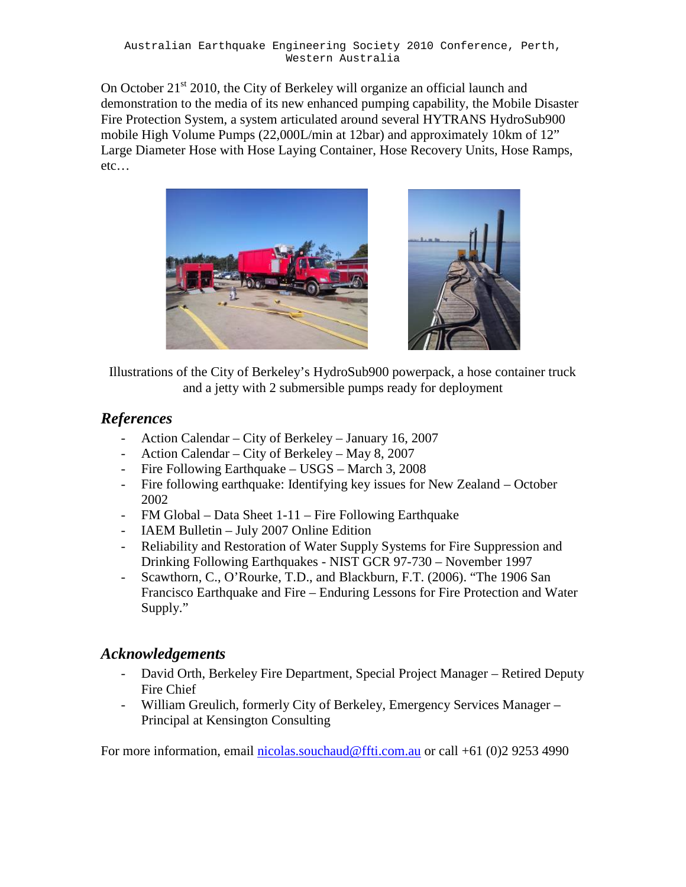On October 21st 2010, the City of Berkeley will organize an official launch and demonstration to the media of its new enhanced pumping capability, the Mobile Disaster Fire Protection System, a system articulated around several HYTRANS HydroSub900 mobile High Volume Pumps (22,000L/min at 12bar) and approximately 10km of 12" Large Diameter Hose with Hose Laying Container, Hose Recovery Units, Hose Ramps, etc…

Illustrations of the City of Berkeley's HydroSub900 powerpack, a hose container truck and a jetty with 2 submersible pumps ready for deployment

## *References*

- Action Calendar – City of Berkeley – January 16, 2007
- Action Calendar – City of Berkeley – May 8, 2007
- Fire Following Earthquake – USGS – March 3, 2008
- Fire following earthquake: Identifying key issues for New Zealand – October 2002
- FM Global – Data Sheet 1-11 – Fire Following Earthquake
- IAEM Bulletin – July 2007 Online Edition
- Reliability and Restoration of Water Supply Systems for Fire Suppression and Drinking Following Earthquakes - NIST GCR 97-730 – November 1997
- Scawthorn, C., O'Rourke, T.D., and Blackburn, F.T. (2006). "The 1906 San Francisco Earthquake and Fire – Enduring Lessons for Fire Protection and Water Supply."

## *Acknowledgements*

- David Orth, Berkeley Fire Department, Special Project Manager – Retired Deputy Fire Chief
- William Greulich, formerly City of Berkeley, Emergency Services Manager – Principal at Kensington Consulting

For more information, email nicolas.souchaud@ffti.com.au or call +61 (0)2 9253 4990